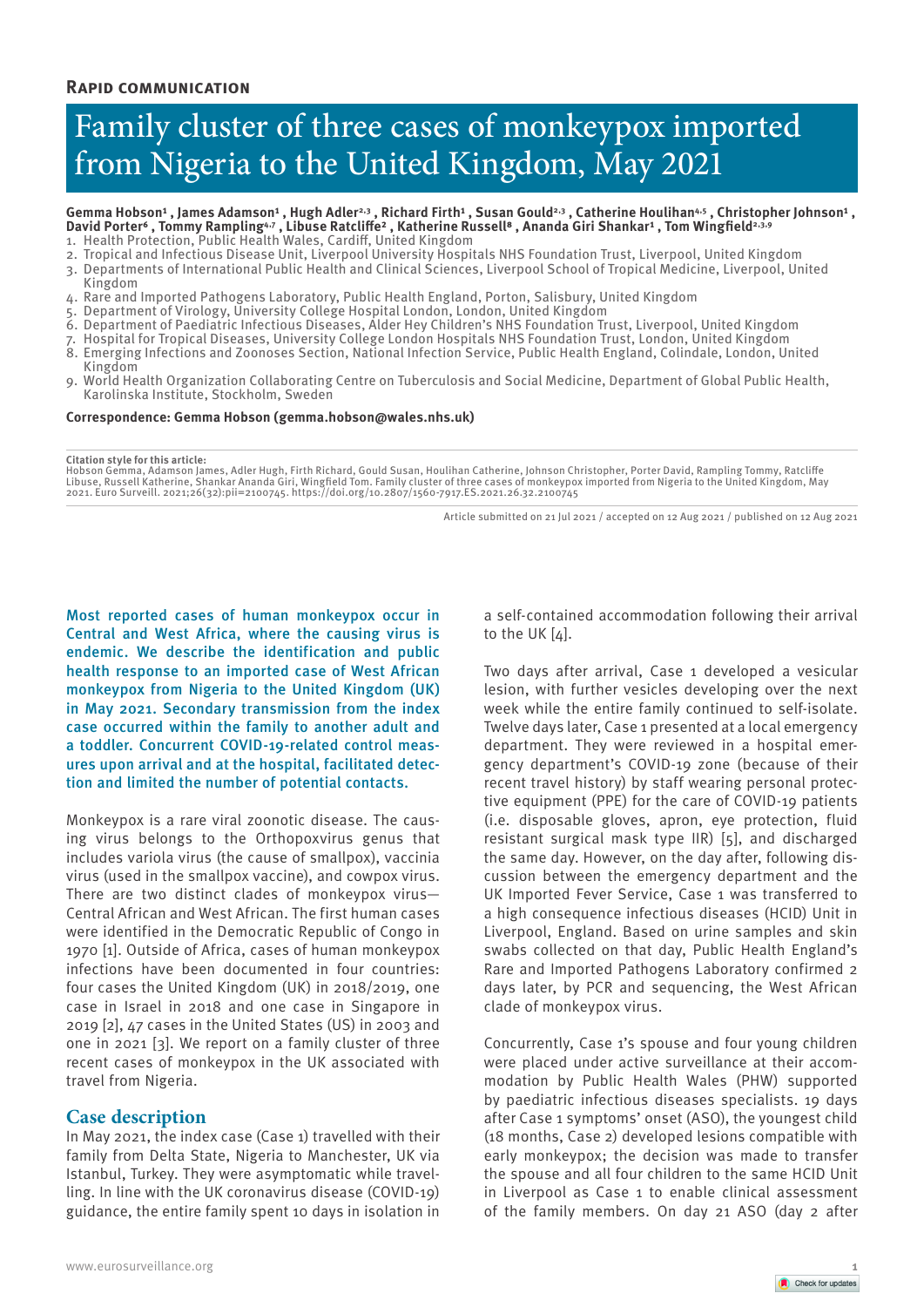**Rapid communication**

# Family cluster of three cases of monkeypox imported from Nigeria to the United Kingdom, May 2021

**Gemma Hobson[1], James Adamson[1], Hugh Adler[2,3], Richard Firth[1], Susan Gould[2,3], Catherine Houlihan[4,5], Christopher Johnson[1], David Porter[6], Tommy Rampling[4,7], Libuse Ratcliffe[2], Katherine Russell[8], Ananda Giri Shankar[1], Tom Wingfield[2,3,9]**

1. Health Protection, Public Health Wales, Cardiff, United Kingdom
2. Tropical and Infectious Disease Unit, Liverpool University Hospitals NHS Foundation Trust, Liverpool, United Kingdom
3. Departments of International Public Health and Clinical Sciences, Liverpool School of Tropical Medicine, Liverpool, United Kingdom
4. Rare and Imported Pathogens Laboratory, Public Health England, Porton, Salisbury, United Kingdom
5. Department of Virology, University College Hospital London, London, United Kingdom
6. Department of Paediatric Infectious Diseases, Alder Hey Children's NHS Foundation Trust, Liverpool, United Kingdom
7. Hospital for Tropical Diseases, University College London Hospitals NHS Foundation Trust, London, United Kingdom
8. Emerging Infections and Zoonoses Section, National Infection Service, Public Health England, Colindale, London, United Kingdom
9. World Health Organization Collaborating Centre on Tuberculosis and Social Medicine, Department of Global Public Health, Karolinska Institute, Stockholm, Sweden

**Correspondence: Gemma Hobson (gemma.hobson@wales.nhs.uk)**

**Citation style for this article:**
Hobson Gemma, Adamson James, Adler Hugh, Firth Richard, Gould Susan, Houlihan Catherine, Johnson Christopher, Porter David, Rampling Tommy, Ratcliffe Libuse, Russell Katherine, Shankar Ananda Giri, Wingfield Tom. Family cluster of three cases of monkeypox imported from Nigeria to the United Kingdom, May 2021. Euro Surveill. 2021;26(32):pii=2100745. https://doi.org/10.2807/1560-7917.ES.2021.26.32.2100745

Article submitted on 21 Jul 2021 / accepted on 12 Aug 2021 / published on 12 Aug 2021

Most reported cases of human monkeypox occur in Central and West Africa, where the causing virus is endemic. We describe the identification and public health response to an imported case of West African monkeypox from Nigeria to the United Kingdom (UK) in May 2021. Secondary transmission from the index case occurred within the family to another adult and a toddler. Concurrent COVID-19-related control measures upon arrival and at the hospital, facilitated detection and limited the number of potential contacts.

Monkeypox is a rare viral zoonotic disease. The causing virus belongs to the Orthopoxvirus genus that includes variola virus (the cause of smallpox), vaccinia virus (used in the smallpox vaccine), and cowpox virus. There are two distinct clades of monkeypox virus—Central African and West African. The first human cases were identified in the Democratic Republic of Congo in 1970 [1]. Outside of Africa, cases of human monkeypox infections have been documented in four countries: four cases the United Kingdom (UK) in 2018/2019, one case in Israel in 2018 and one case in Singapore in 2019 [2], 47 cases in the United States (US) in 2003 and one in 2021 [3]. We report on a family cluster of three recent cases of monkeypox in the UK associated with travel from Nigeria.

## Case description

In May 2021, the index case (Case 1) travelled with their family from Delta State, Nigeria to Manchester, UK via Istanbul, Turkey. They were asymptomatic while travelling. In line with the UK coronavirus disease (COVID-19) guidance, the entire family spent 10 days in isolation in a self-contained accommodation following their arrival to the UK [4].

Two days after arrival, Case 1 developed a vesicular lesion, with further vesicles developing over the next week while the entire family continued to self-isolate. Twelve days later, Case 1 presented at a local emergency department. They were reviewed in a hospital emergency department's COVID-19 zone (because of their recent travel history) by staff wearing personal protective equipment (PPE) for the care of COVID-19 patients (i.e. disposable gloves, apron, eye protection, fluid resistant surgical mask type IIR) [5], and discharged the same day. However, on the day after, following discussion between the emergency department and the UK Imported Fever Service, Case 1 was transferred to a high consequence infectious diseases (HCID) Unit in Liverpool, England. Based on urine samples and skin swabs collected on that day, Public Health England's Rare and Imported Pathogens Laboratory confirmed 2 days later, by PCR and sequencing, the West African clade of monkeypox virus.

Concurrently, Case 1's spouse and four young children were placed under active surveillance at their accommodation by Public Health Wales (PHW) supported by paediatric infectious diseases specialists. 19 days after Case 1 symptoms' onset (ASO), the youngest child (18 months, Case 2) developed lesions compatible with early monkeypox; the decision was made to transfer the spouse and all four children to the same HCID Unit in Liverpool as Case 1 to enable clinical assessment of the family members. On day 21 ASO (day 2 after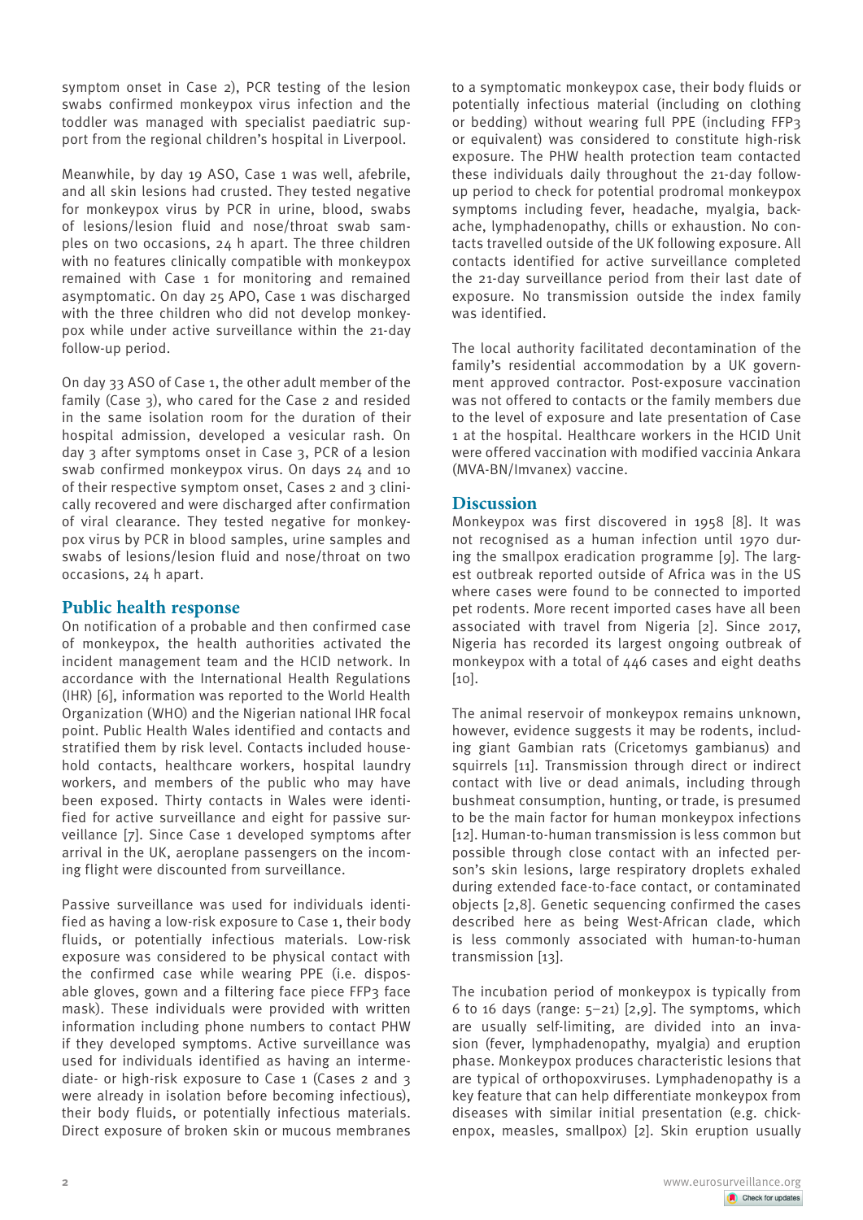symptom onset in Case 2), PCR testing of the lesion swabs confirmed monkeypox virus infection and the toddler was managed with specialist paediatric support from the regional children's hospital in Liverpool.

Meanwhile, by day 19 ASO, Case 1 was well, afebrile, and all skin lesions had crusted. They tested negative for monkeypox virus by PCR in urine, blood, swabs of lesions/lesion fluid and nose/throat swab samples on two occasions, 24 h apart. The three children with no features clinically compatible with monkeypox remained with Case 1 for monitoring and remained asymptomatic. On day 25 APO, Case 1 was discharged with the three children who did not develop monkeypox while under active surveillance within the 21-day follow-up period.

On day 33 ASO of Case 1, the other adult member of the family (Case 3), who cared for the Case 2 and resided in the same isolation room for the duration of their hospital admission, developed a vesicular rash. On day 3 after symptoms onset in Case 3, PCR of a lesion swab confirmed monkeypox virus. On days 24 and 10 of their respective symptom onset, Cases 2 and 3 clinically recovered and were discharged after confirmation of viral clearance. They tested negative for monkeypox virus by PCR in blood samples, urine samples and swabs of lesions/lesion fluid and nose/throat on two occasions, 24 h apart.

## Public health response

On notification of a probable and then confirmed case of monkeypox, the health authorities activated the incident management team and the HCID network. In accordance with the International Health Regulations (IHR) [6], information was reported to the World Health Organization (WHO) and the Nigerian national IHR focal point. Public Health Wales identified and contacts and stratified them by risk level. Contacts included household contacts, healthcare workers, hospital laundry workers, and members of the public who may have been exposed. Thirty contacts in Wales were identified for active surveillance and eight for passive surveillance [7]. Since Case 1 developed symptoms after arrival in the UK, aeroplane passengers on the incoming flight were discounted from surveillance.

Passive surveillance was used for individuals identified as having a low-risk exposure to Case 1, their body fluids, or potentially infectious materials. Low-risk exposure was considered to be physical contact with the confirmed case while wearing PPE (i.e. disposable gloves, gown and a filtering face piece FFP3 face mask). These individuals were provided with written information including phone numbers to contact PHW if they developed symptoms. Active surveillance was used for individuals identified as having an intermediate- or high-risk exposure to Case 1 (Cases 2 and 3 were already in isolation before becoming infectious), their body fluids, or potentially infectious materials. Direct exposure of broken skin or mucous membranes to a symptomatic monkeypox case, their body fluids or potentially infectious material (including on clothing or bedding) without wearing full PPE (including FFP3 or equivalent) was considered to constitute high-risk exposure. The PHW health protection team contacted these individuals daily throughout the 21-day follow-up period to check for potential prodromal monkeypox symptoms including fever, headache, myalgia, backache, lymphadenopathy, chills or exhaustion. No contacts travelled outside of the UK following exposure. All contacts identified for active surveillance completed the 21-day surveillance period from their last date of exposure. No transmission outside the index family was identified.

The local authority facilitated decontamination of the family's residential accommodation by a UK government approved contractor. Post-exposure vaccination was not offered to contacts or the family members due to the level of exposure and late presentation of Case 1 at the hospital. Healthcare workers in the HCID Unit were offered vaccination with modified vaccinia Ankara (MVA-BN/Imvanex) vaccine.

## Discussion

Monkeypox was first discovered in 1958 [8]. It was not recognised as a human infection until 1970 during the smallpox eradication programme [9]. The largest outbreak reported outside of Africa was in the US where cases were found to be connected to imported pet rodents. More recent imported cases have all been associated with travel from Nigeria [2]. Since 2017, Nigeria has recorded its largest ongoing outbreak of monkeypox with a total of 446 cases and eight deaths [10].

The animal reservoir of monkeypox remains unknown, however, evidence suggests it may be rodents, including giant Gambian rats (Cricetomys gambianus) and squirrels [11]. Transmission through direct or indirect contact with live or dead animals, including through bushmeat consumption, hunting, or trade, is presumed to be the main factor for human monkeypox infections [12]. Human-to-human transmission is less common but possible through close contact with an infected person's skin lesions, large respiratory droplets exhaled during extended face-to-face contact, or contaminated objects [2,8]. Genetic sequencing confirmed the cases described here as being West-African clade, which is less commonly associated with human-to-human transmission [13].

The incubation period of monkeypox is typically from 6 to 16 days (range: 5–21) [2,9]. The symptoms, which are usually self-limiting, are divided into an invasion (fever, lymphadenopathy, myalgia) and eruption phase. Monkeypox produces characteristic lesions that are typical of orthopoxviruses. Lymphadenopathy is a key feature that can help differentiate monkeypox from diseases with similar initial presentation (e.g. chickenpox, measles, smallpox) [2]. Skin eruption usually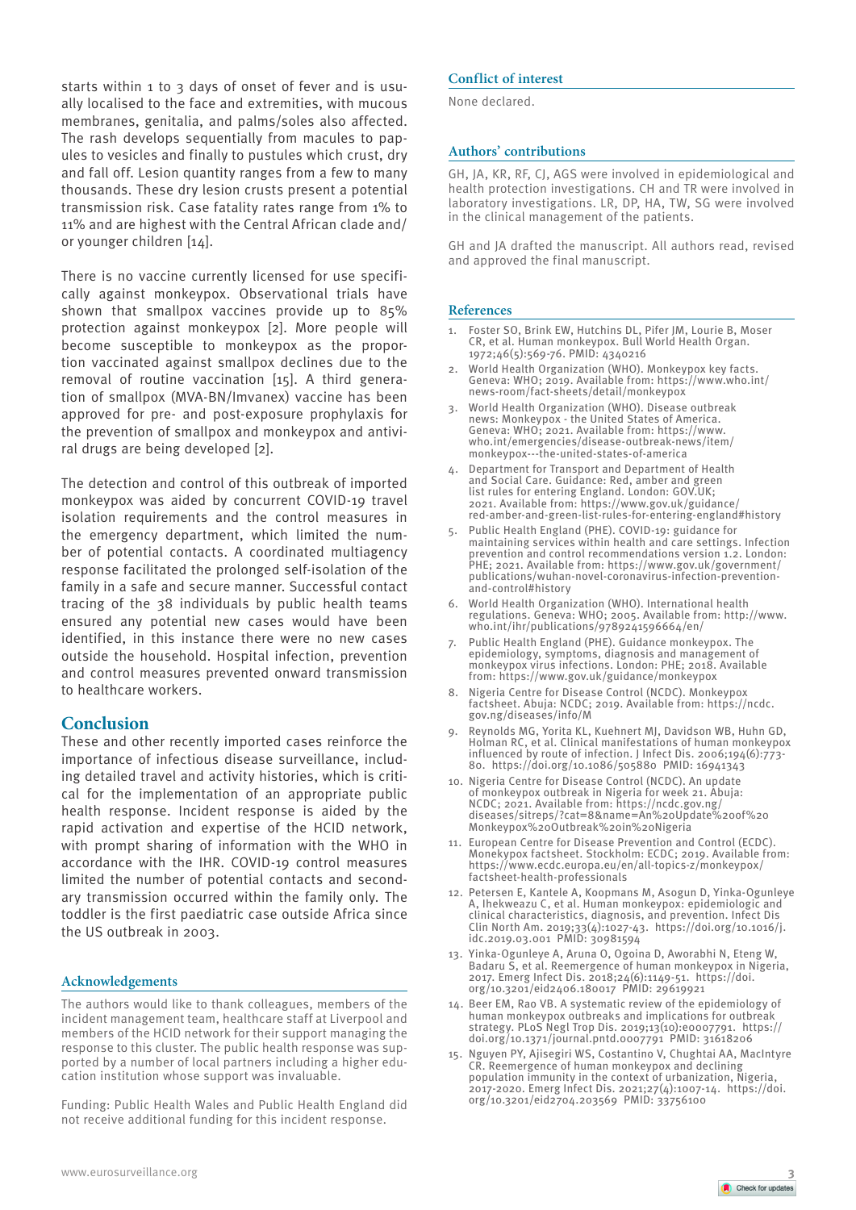starts within 1 to 3 days of onset of fever and is usually localised to the face and extremities, with mucous membranes, genitalia, and palms/soles also affected. The rash develops sequentially from macules to papules to vesicles and finally to pustules which crust, dry and fall off. Lesion quantity ranges from a few to many thousands. These dry lesion crusts present a potential transmission risk. Case fatality rates range from 1% to 11% and are highest with the Central African clade and/or younger children [14].

There is no vaccine currently licensed for use specifically against monkeypox. Observational trials have shown that smallpox vaccines provide up to 85% protection against monkeypox [2]. More people will become susceptible to monkeypox as the proportion vaccinated against smallpox declines due to the removal of routine vaccination [15]. A third generation of smallpox (MVA-BN/Imvanex) vaccine has been approved for pre- and post-exposure prophylaxis for the prevention of smallpox and monkeypox and antiviral drugs are being developed [2].

The detection and control of this outbreak of imported monkeypox was aided by concurrent COVID-19 travel isolation requirements and the control measures in the emergency department, which limited the number of potential contacts. A coordinated multiagency response facilitated the prolonged self-isolation of the family in a safe and secure manner. Successful contact tracing of the 38 individuals by public health teams ensured any potential new cases would have been identified, in this instance there were no new cases outside the household. Hospital infection, prevention and control measures prevented onward transmission to healthcare workers.

## Conclusion

These and other recently imported cases reinforce the importance of infectious disease surveillance, including detailed travel and activity histories, which is critical for the implementation of an appropriate public health response. Incident response is aided by the rapid activation and expertise of the HCID network, with prompt sharing of information with the WHO in accordance with the IHR. COVID-19 control measures limited the number of potential contacts and secondary transmission occurred within the family only. The toddler is the first paediatric case outside Africa since the US outbreak in 2003.

### Acknowledgements

The authors would like to thank colleagues, members of the incident management team, healthcare staff at Liverpool and members of the HCID network for their support managing the response to this cluster. The public health response was supported by a number of local partners including a higher education institution whose support was invaluable.

Funding: Public Health Wales and Public Health England did not receive additional funding for this incident response.

### Conflict of interest

None declared.

### Authors' contributions

GH, JA, KR, RF, CJ, AGS were involved in epidemiological and health protection investigations. CH and TR were involved in laboratory investigations. LR, DP, HA, TW, SG were involved in the clinical management of the patients.

GH and JA drafted the manuscript. All authors read, revised and approved the final manuscript.

### References

1. Foster SO, Brink EW, Hutchins DL, Pifer JM, Lourie B, Moser CR, et al. Human monkeypox. Bull World Health Organ. 1972;46(5):569-76. PMID: 4340216
2. World Health Organization (WHO). Monkeypox key facts. Geneva: WHO; 2019. Available from: https://www.who.int/news-room/fact-sheets/detail/monkeypox
3. World Health Organization (WHO). Disease outbreak news: Monkeypox - the United States of America. Geneva: WHO; 2021. Available from: https://www.who.int/emergencies/disease-outbreak-news/item/monkeypox---the-united-states-of-america
4. Department for Transport and Department of Health and Social Care. Guidance: Red, amber and green list rules for entering England. London: GOV.UK; 2021. Available from: https://www.gov.uk/guidance/red-amber-and-green-list-rules-for-entering-england#history
5. Public Health England (PHE). COVID-19: guidance for maintaining services within health and care settings. Infection prevention and control recommendations version 1.2. London: PHE; 2021. Available from: https://www.gov.uk/government/publications/wuhan-novel-coronavirus-infection-prevention-and-control#history
6. World Health Organization (WHO). International health regulations. Geneva: WHO; 2005. Available from: http://www.who.int/ihr/publications/9789241596664/en/
7. Public Health England (PHE). Guidance monkeypox. The epidemiology, symptoms, diagnosis and management of monkeypox virus infections. London: PHE; 2018. Available from: https://www.gov.uk/guidance/monkeypox
8. Nigeria Centre for Disease Control (NCDC). Monkeypox factsheet. Abuja: NCDC; 2019. Available from: https://ncdc.gov.ng/diseases/info/M
9. Reynolds MG, Yorita KL, Kuehnert MJ, Davidson WB, Huhn GD, Holman RC, et al. Clinical manifestations of human monkeypox influenced by route of infection. J Infect Dis. 2006;194(6):773-80. https://doi.org/10.1086/505880 PMID: 16941343
10. Nigeria Centre for Disease Control (NCDC). An update of monkeypox outbreak in Nigeria for week 21. Abuja: NCDC; 2021. Available from: https://ncdc.gov.ng/diseases/sitreps/?cat=8&name=An%20Update%20of%20Monkeypox%20Outbreak%20in%20Nigeria
11. European Centre for Disease Prevention and Control (ECDC). Monekypox factsheet. Stockholm: ECDC; 2019. Available from: https://www.ecdc.europa.eu/en/all-topics-z/monkeypox/factsheet-health-professionals
12. Petersen E, Kantele A, Koopmans M, Asogun D, Yinka-Ogunleye A, Ihekweazu C, et al. Human monkeypox: epidemiologic and clinical characteristics, diagnosis, and prevention. Infect Dis Clin North Am. 2019;33(4):1027-43. https://doi.org/10.1016/j.idc.2019.03.001 PMID: 30981594
13. Yinka-Ogunleye A, Aruna O, Ogoina D, Aworabhi N, Eteng W, Badaru S, et al. Reemergence of human monkeypox in Nigeria, 2017. Emerg Infect Dis. 2018;24(6):1149-51. https://doi.org/10.3201/eid2406.180017 PMID: 29619921
14. Beer EM, Rao VB. A systematic review of the epidemiology of human monkeypox outbreaks and implications for outbreak strategy. PLoS Negl Trop Dis. 2019;13(10):e0007791. https://doi.org/10.1371/journal.pntd.0007791 PMID: 31618206
15. Nguyen PY, Ajisegiri WS, Costantino V, Chughtai AA, MacIntyre CR. Reemergence of human monkeypox and declining population immunity in the context of urbanization, Nigeria, 2017-2020. Emerg Infect Dis. 2021;27(4):1007-14. https://doi.org/10.3201/eid2704.203569 PMID: 33756100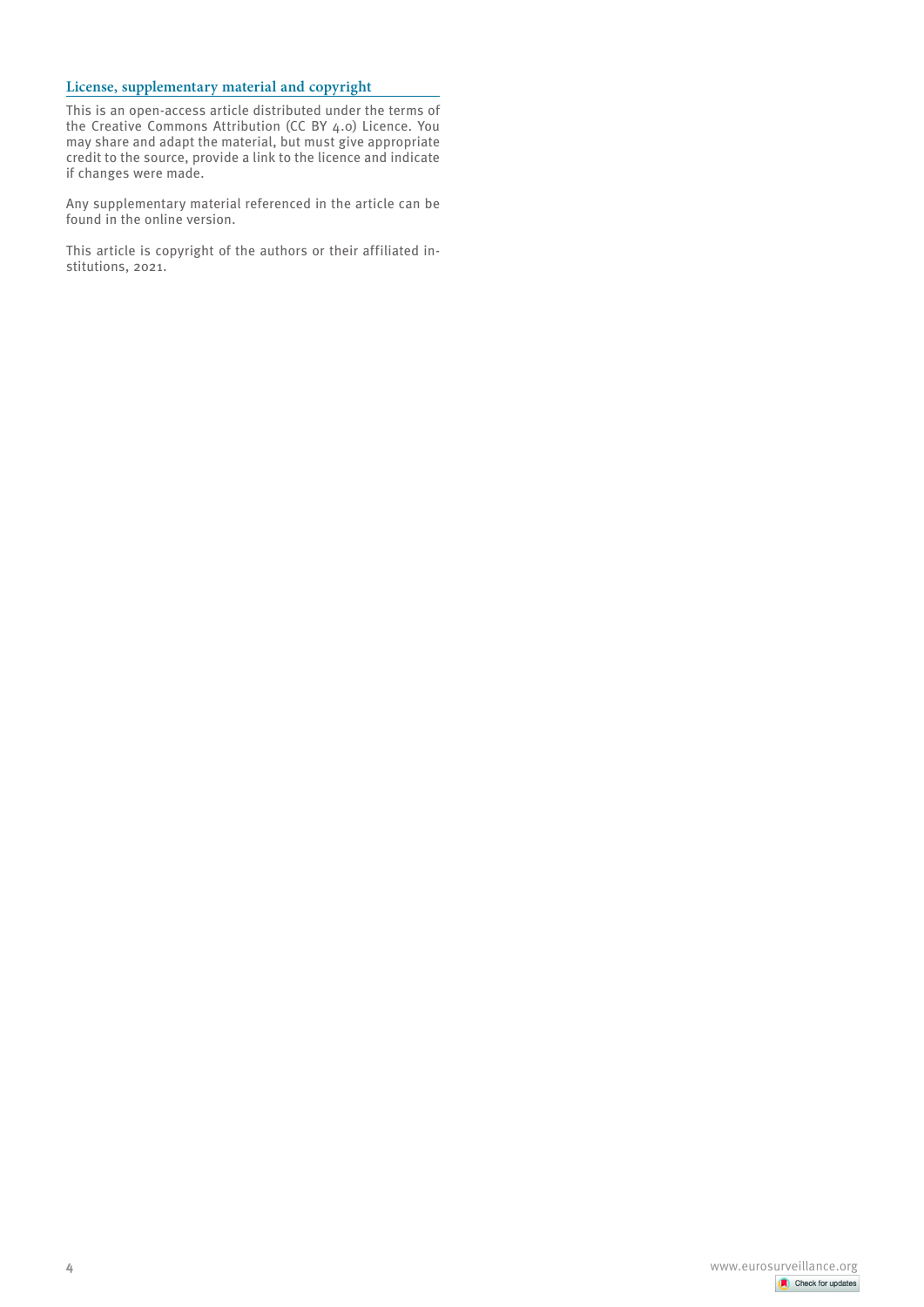### License, supplementary material and copyright

This is an open-access article distributed under the terms of the Creative Commons Attribution (CC BY 4.0) Licence. You may share and adapt the material, but must give appropriate credit to the source, provide a link to the licence and indicate if changes were made.

Any supplementary material referenced in the article can be found in the online version.

This article is copyright of the authors or their affiliated institutions, 2021.